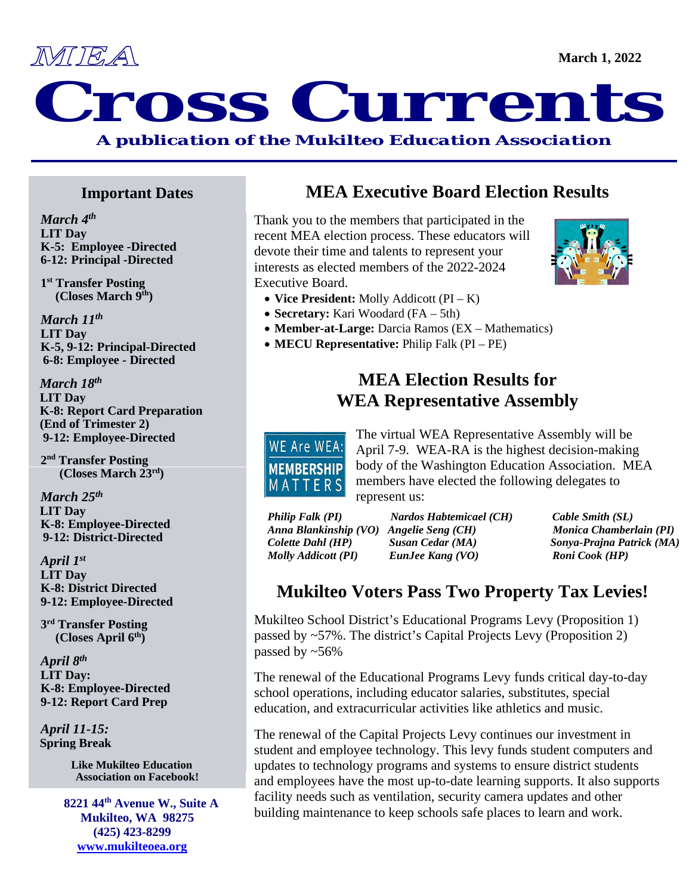MEA

March 1, 2022

# Cross Currents

**A publication of the Mukilteo Education Association**

## Important Dates

***March 4th***
**LIT Day**
**K-5: Employee -Directed**
**6-12: Principal -Directed**

**1st Transfer Posting (Closes March 9th)**

***March 11th***
**LIT Day**
**K-5, 9-12: Principal-Directed**
**6-8: Employee - Directed**

***March 18th***
**LIT Day**
**K-8: Report Card Preparation (End of Trimester 2)**
**9-12: Employee-Directed**

**2nd Transfer Posting (Closes March 23rd)**

***March 25th***
**LIT Day**
**K-8: Employee-Directed**
**9-12: District-Directed**

***April 1st***
**LIT Day**
**K-8: District Directed**
**9-12: Employee-Directed**

**3rd Transfer Posting (Closes April 6th)**

***April 8th***
**LIT Day:**
**K-8: Employee-Directed**
**9-12: Report Card Prep**

***April 11-15:***
**Spring Break**

**Like Mukilteo Education Association on Facebook!**

**8221 44th Avenue W., Suite A**
**Mukilteo, WA 98275**
**(425) 423-8299**
**www.mukilteoea.org**

## MEA Executive Board Election Results

Thank you to the members that participated in the recent MEA election process. These educators will devote their time and talents to represent your interests as elected members of the 2022-2024 Executive Board.

- **Vice President:** Molly Addicott (PI – K)
- **Secretary:** Kari Woodard (FA – 5th)
- **Member-at-Large:** Darcia Ramos (EX – Mathematics)
- **MECU Representative:** Philip Falk (PI – PE)

## MEA Election Results for WEA Representative Assembly

WE Are WEA: MEMBERSHIP MATTERS

The virtual WEA Representative Assembly will be April 7-9. WEA-RA is the highest decision-making body of the Washington Education Association. MEA members have elected the following delegates to represent us:

| | | |
|---|---|---|
| *Philip Falk (PI)* | *Nardos Habtemicael (CH)* | *Cable Smith (SL)* |
| *Anna Blankinship (VO)* | *Angelie Seng (CH)* | *Monica Chamberlain (PI)* |
| *Colette Dahl (HP)* | *Susan Cedar (MA)* | *Sonya-Prajna Patrick (MA)* |
| *Molly Addicott (PI)* | *EunJee Kang (VO)* | *Roni Cook (HP)* |

## Mukilteo Voters Pass Two Property Tax Levies!

Mukilteo School District's Educational Programs Levy (Proposition 1) passed by ~57%. The district's Capital Projects Levy (Proposition 2) passed by ~56%

The renewal of the Educational Programs Levy funds critical day-to-day school operations, including educator salaries, substitutes, special education, and extracurricular activities like athletics and music.

The renewal of the Capital Projects Levy continues our investment in student and employee technology. This levy funds student computers and updates to technology programs and systems to ensure district students and employees have the most up-to-date learning supports. It also supports facility needs such as ventilation, security camera updates and other building maintenance to keep schools safe places to learn and work.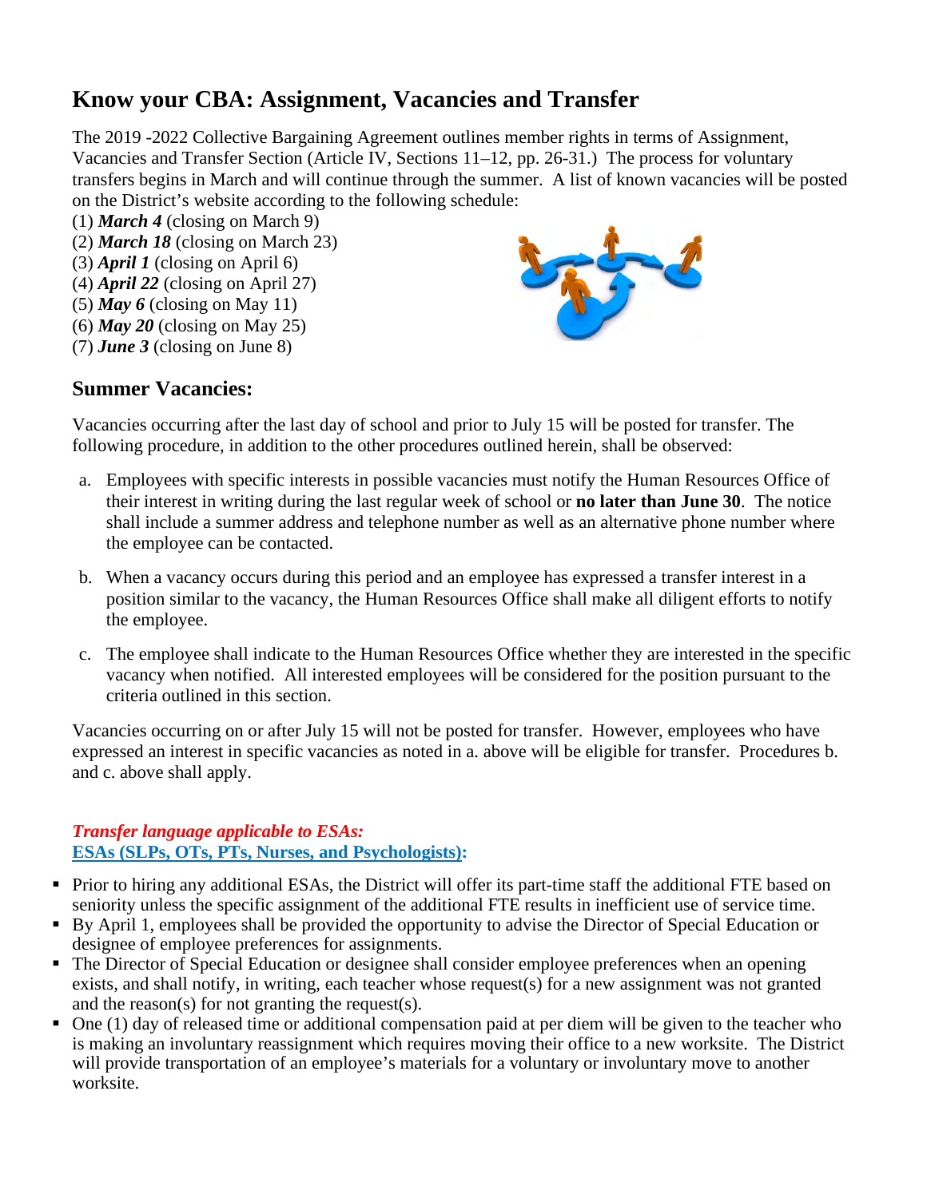## Know your CBA: Assignment, Vacancies and Transfer

The 2019 -2022 Collective Bargaining Agreement outlines member rights in terms of Assignment, Vacancies and Transfer Section (Article IV, Sections 11–12, pp. 26-31.) The process for voluntary transfers begins in March and will continue through the summer. A list of known vacancies will be posted on the District's website according to the following schedule:

(1) ***March 4*** (closing on March 9)
(2) ***March 18*** (closing on March 23)
(3) ***April 1*** (closing on April 6)
(4) ***April 22*** (closing on April 27)
(5) ***May 6*** (closing on May 11)
(6) ***May 20*** (closing on May 25)
(7) ***June 3*** (closing on June 8)

### Summer Vacancies:

Vacancies occurring after the last day of school and prior to July 15 will be posted for transfer. The following procedure, in addition to the other procedures outlined herein, shall be observed:

a. Employees with specific interests in possible vacancies must notify the Human Resources Office of their interest in writing during the last regular week of school or **no later than June 30**. The notice shall include a summer address and telephone number as well as an alternative phone number where the employee can be contacted.

b. When a vacancy occurs during this period and an employee has expressed a transfer interest in a position similar to the vacancy, the Human Resources Office shall make all diligent efforts to notify the employee.

c. The employee shall indicate to the Human Resources Office whether they are interested in the specific vacancy when notified. All interested employees will be considered for the position pursuant to the criteria outlined in this section.

Vacancies occurring on or after July 15 will not be posted for transfer. However, employees who have expressed an interest in specific vacancies as noted in a. above will be eligible for transfer. Procedures b. and c. above shall apply.

***Transfer language applicable to ESAs:***
**ESAs (SLPs, OTs, PTs, Nurses, and Psychologists):**

- Prior to hiring any additional ESAs, the District will offer its part-time staff the additional FTE based on seniority unless the specific assignment of the additional FTE results in inefficient use of service time.
- By April 1, employees shall be provided the opportunity to advise the Director of Special Education or designee of employee preferences for assignments.
- The Director of Special Education or designee shall consider employee preferences when an opening exists, and shall notify, in writing, each teacher whose request(s) for a new assignment was not granted and the reason(s) for not granting the request(s).
- One (1) day of released time or additional compensation paid at per diem will be given to the teacher who is making an involuntary reassignment which requires moving their office to a new worksite. The District will provide transportation of an employee's materials for a voluntary or involuntary move to another worksite.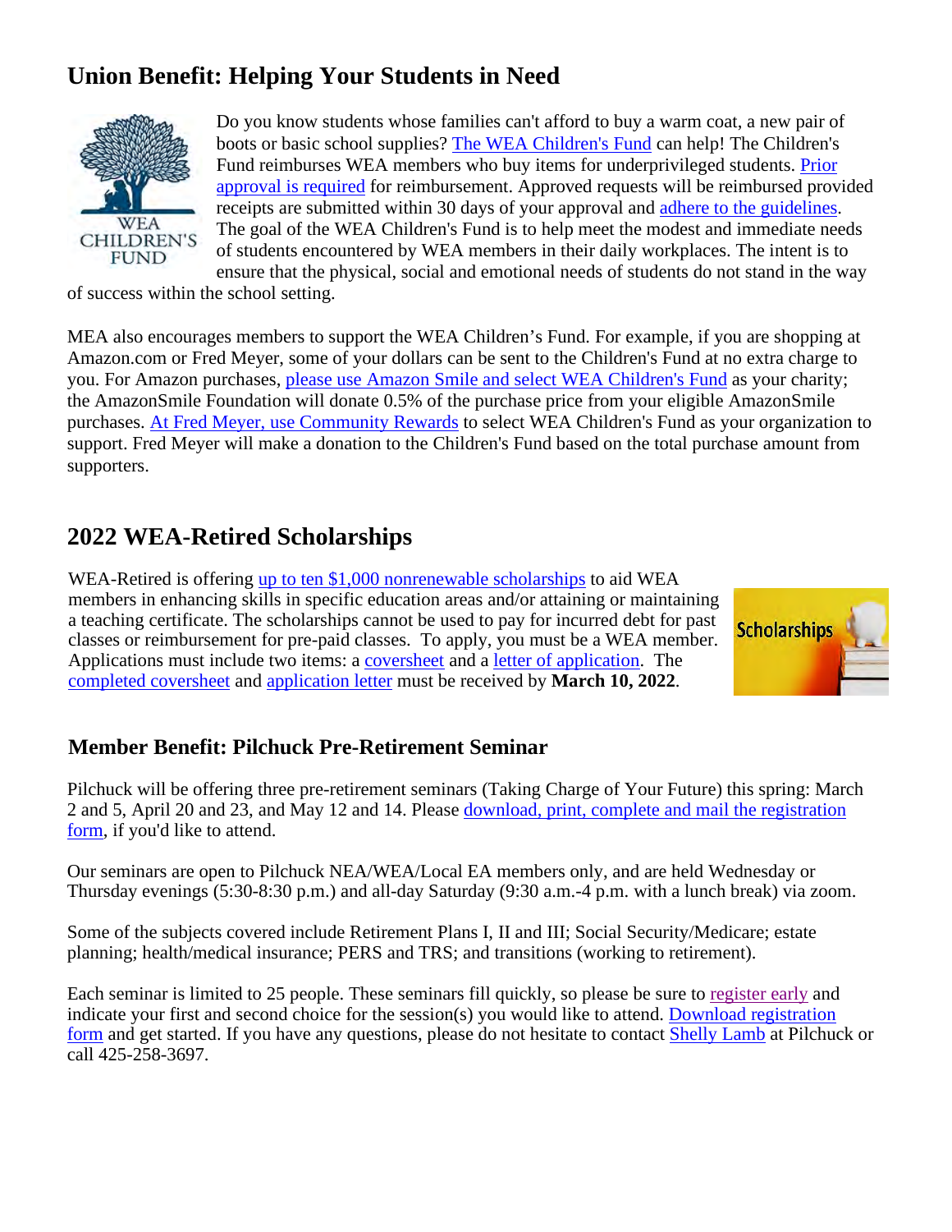## Union Benefit: Helping Your Students in Need

Do you know students whose families can't afford to buy a warm coat, a new pair of boots or basic school supplies? The WEA Children's Fund can help! The Children's Fund reimburses WEA members who buy items for underprivileged students. Prior approval is required for reimbursement. Approved requests will be reimbursed provided receipts are submitted within 30 days of your approval and adhere to the guidelines. The goal of the WEA Children's Fund is to help meet the modest and immediate needs of students encountered by WEA members in their daily workplaces. The intent is to ensure that the physical, social and emotional needs of students do not stand in the way of success within the school setting.

MEA also encourages members to support the WEA Children's Fund. For example, if you are shopping at Amazon.com or Fred Meyer, some of your dollars can be sent to the Children's Fund at no extra charge to you. For Amazon purchases, please use Amazon Smile and select WEA Children's Fund as your charity; the AmazonSmile Foundation will donate 0.5% of the purchase price from your eligible AmazonSmile purchases. At Fred Meyer, use Community Rewards to select WEA Children's Fund as your organization to support. Fred Meyer will make a donation to the Children's Fund based on the total purchase amount from supporters.

## 2022 WEA-Retired Scholarships

WEA-Retired is offering up to ten $1,000 nonrenewable scholarships to aid WEA members in enhancing skills in specific education areas and/or attaining or maintaining a teaching certificate. The scholarships cannot be used to pay for incurred debt for past classes or reimbursement for pre-paid classes. To apply, you must be a WEA member. Applications must include two items: a coversheet and a letter of application. The completed coversheet and application letter must be received by **March 10, 2022**.

### Member Benefit: Pilchuck Pre-Retirement Seminar

Pilchuck will be offering three pre-retirement seminars (Taking Charge of Your Future) this spring: March 2 and 5, April 20 and 23, and May 12 and 14. Please download, print, complete and mail the registration form, if you'd like to attend.

Our seminars are open to Pilchuck NEA/WEA/Local EA members only, and are held Wednesday or Thursday evenings (5:30-8:30 p.m.) and all-day Saturday (9:30 a.m.-4 p.m. with a lunch break) via zoom.

Some of the subjects covered include Retirement Plans I, II and III; Social Security/Medicare; estate planning; health/medical insurance; PERS and TRS; and transitions (working to retirement).

Each seminar is limited to 25 people. These seminars fill quickly, so please be sure to register early and indicate your first and second choice for the session(s) you would like to attend. Download registration form and get started. If you have any questions, please do not hesitate to contact Shelly Lamb at Pilchuck or call 425-258-3697.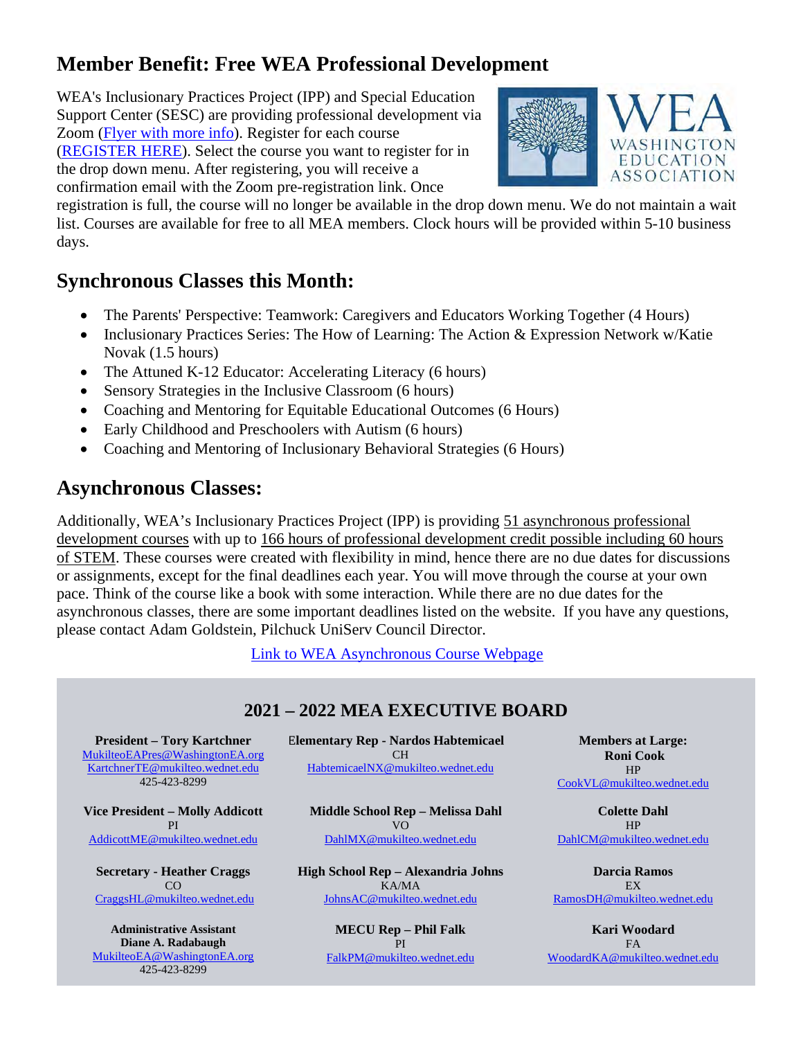## Member Benefit: Free WEA Professional Development

WEA's Inclusionary Practices Project (IPP) and Special Education Support Center (SESC) are providing professional development via Zoom (Flyer with more info). Register for each course (REGISTER HERE). Select the course you want to register for in the drop down menu. After registering, you will receive a confirmation email with the Zoom pre-registration link. Once registration is full, the course will no longer be available in the drop down menu. We do not maintain a wait list. Courses are available for free to all MEA members. Clock hours will be provided within 5-10 business days.

## Synchronous Classes this Month:

- The Parents' Perspective: Teamwork: Caregivers and Educators Working Together (4 Hours)
- Inclusionary Practices Series: The How of Learning: The Action & Expression Network w/Katie Novak (1.5 hours)
- The Attuned K-12 Educator: Accelerating Literacy (6 hours)
- Sensory Strategies in the Inclusive Classroom (6 hours)
- Coaching and Mentoring for Equitable Educational Outcomes (6 Hours)
- Early Childhood and Preschoolers with Autism (6 hours)
- Coaching and Mentoring of Inclusionary Behavioral Strategies (6 Hours)

## Asynchronous Classes:

Additionally, WEA's Inclusionary Practices Project (IPP) is providing 51 asynchronous professional development courses with up to 166 hours of professional development credit possible including 60 hours of STEM. These courses were created with flexibility in mind, hence there are no due dates for discussions or assignments, except for the final deadlines each year. You will move through the course at your own pace. Think of the course like a book with some interaction. While there are no due dates for the asynchronous classes, there are some important deadlines listed on the website. If you have any questions, please contact Adam Goldstein, Pilchuck UniServ Council Director.

Link to WEA Asynchronous Course Webpage

## 2021 – 2022 MEA EXECUTIVE BOARD

**President – Tory Kartchner**
MukilteoEAPres@WashingtonEA.org
KartchnerTE@mukilteo.wednet.edu
425-423-8299

**Vice President – Molly Addicott**
PI
AddicottME@mukilteo.wednet.edu

**Secretary - Heather Craggs**
CO
CraggsHL@mukilteo.wednet.edu

**Administrative Assistant**
**Diane A. Radabaugh**
MukilteoEA@WashingtonEA.org
425-423-8299

**Elementary Rep - Nardos Habtemicael**
CH
HabtemicaelNX@mukilteo.wednet.edu

**Middle School Rep – Melissa Dahl**
VO
DahlMX@mukilteo.wednet.edu

**High School Rep – Alexandria Johns**
KA/MA
JohnsAC@mukilteo.wednet.edu

**MECU Rep – Phil Falk**
PI
FalkPM@mukilteo.wednet.edu

**Members at Large:**

**Roni Cook**
HP
CookVL@mukilteo.wednet.edu

**Colette Dahl**
HP
DahlCM@mukilteo.wednet.edu

**Darcia Ramos**
EX
RamosDH@mukilteo.wednet.edu

**Kari Woodard**
FA
WoodardKA@mukilteo.wednet.edu